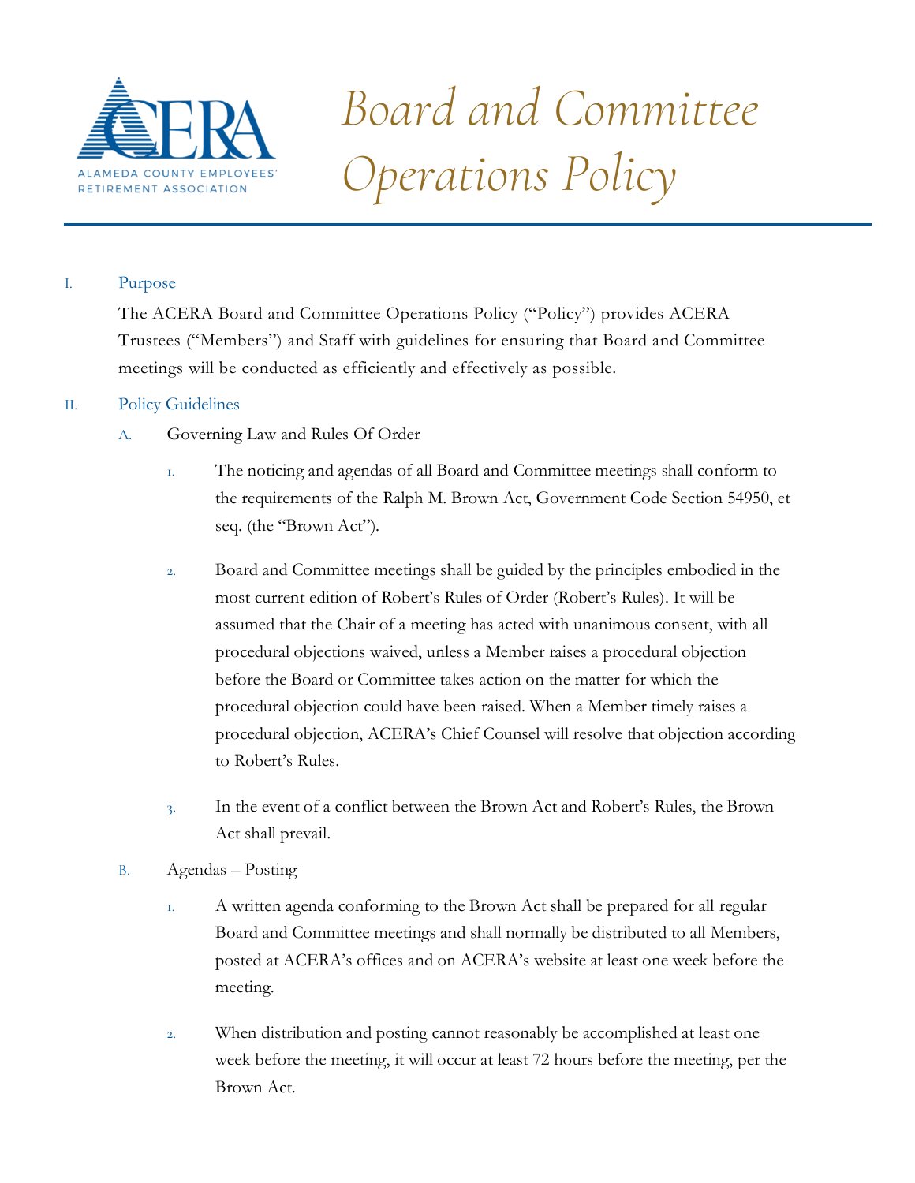# Board and Committee Operations Policy

## I. Purpose

The ACERA Board and Committee Operations Policy ("Policy") provides ACERA Trustees ("Members") and Staff with guidelines for ensuring that Board and Committee meetings will be conducted as efficiently and effectively as possible.

## II. Policy Guidelines

### A. Governing Law and Rules Of Order

1. The noticing and agendas of all Board and Committee meetings shall conform to the requirements of the Ralph M. Brown Act, Government Code Section 54950, et seq. (the "Brown Act").

2. Board and Committee meetings shall be guided by the principles embodied in the most current edition of Robert's Rules of Order (Robert's Rules). It will be assumed that the Chair of a meeting has acted with unanimous consent, with all procedural objections waived, unless a Member raises a procedural objection before the Board or Committee takes action on the matter for which the procedural objection could have been raised. When a Member timely raises a procedural objection, ACERA's Chief Counsel will resolve that objection according to Robert's Rules.

3. In the event of a conflict between the Brown Act and Robert's Rules, the Brown Act shall prevail.

### B. Agendas – Posting

1. A written agenda conforming to the Brown Act shall be prepared for all regular Board and Committee meetings and shall normally be distributed to all Members, posted at ACERA's offices and on ACERA's website at least one week before the meeting.

2. When distribution and posting cannot reasonably be accomplished at least one week before the meeting, it will occur at least 72 hours before the meeting, per the Brown Act.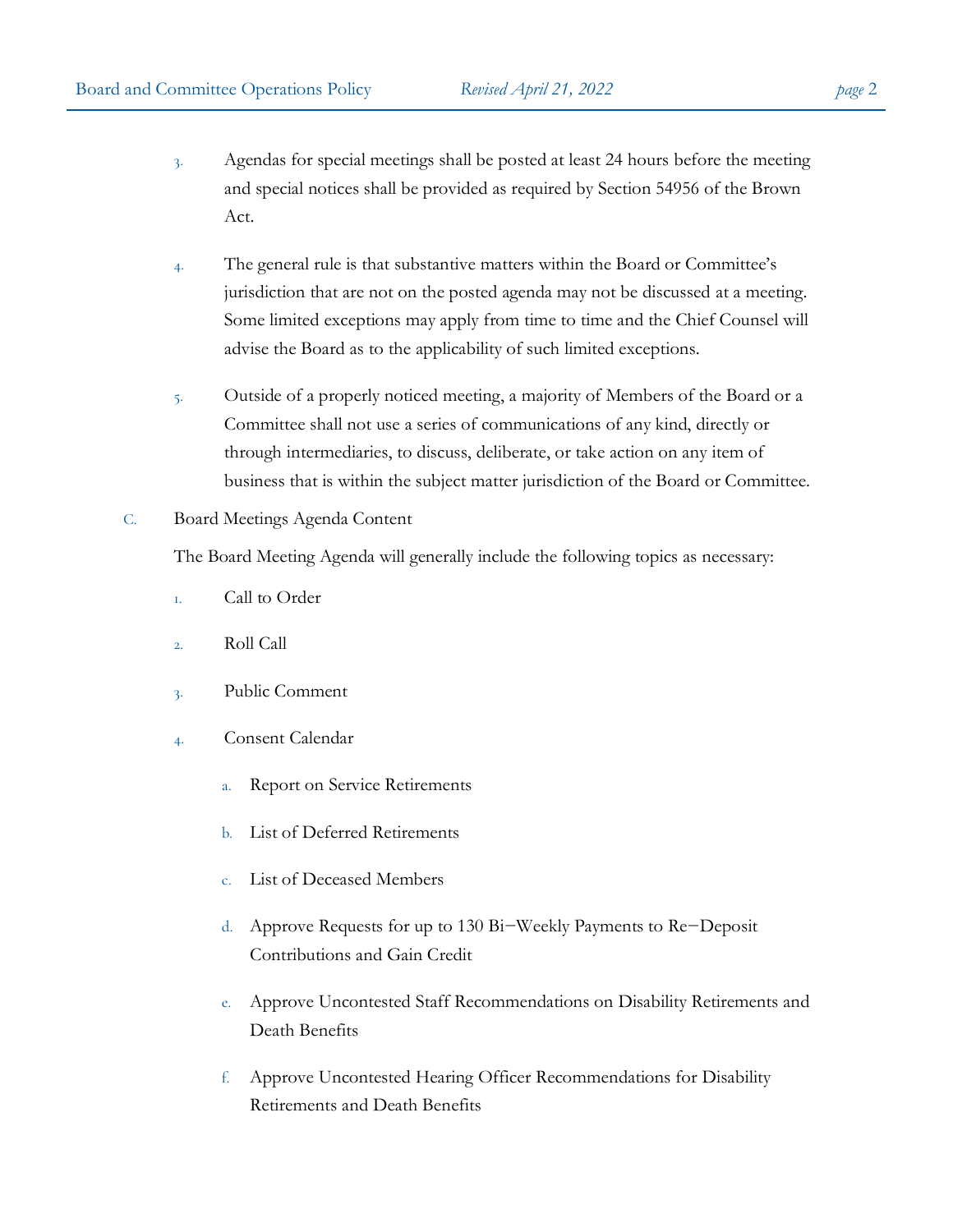3. Agendas for special meetings shall be posted at least 24 hours before the meeting and special notices shall be provided as required by Section 54956 of the Brown Act.

4. The general rule is that substantive matters within the Board or Committee's jurisdiction that are not on the posted agenda may not be discussed at a meeting. Some limited exceptions may apply from time to time and the Chief Counsel will advise the Board as to the applicability of such limited exceptions.

5. Outside of a properly noticed meeting, a majority of Members of the Board or a Committee shall not use a series of communications of any kind, directly or through intermediaries, to discuss, deliberate, or take action on any item of business that is within the subject matter jurisdiction of the Board or Committee.

C. Board Meetings Agenda Content

The Board Meeting Agenda will generally include the following topics as necessary:

1. Call to Order

2. Roll Call

3. Public Comment

4. Consent Calendar

   a. Report on Service Retirements

   b. List of Deferred Retirements

   c. List of Deceased Members

   d. Approve Requests for up to 130 Bi-Weekly Payments to Re-Deposit Contributions and Gain Credit

   e. Approve Uncontested Staff Recommendations on Disability Retirements and Death Benefits

   f. Approve Uncontested Hearing Officer Recommendations for Disability Retirements and Death Benefits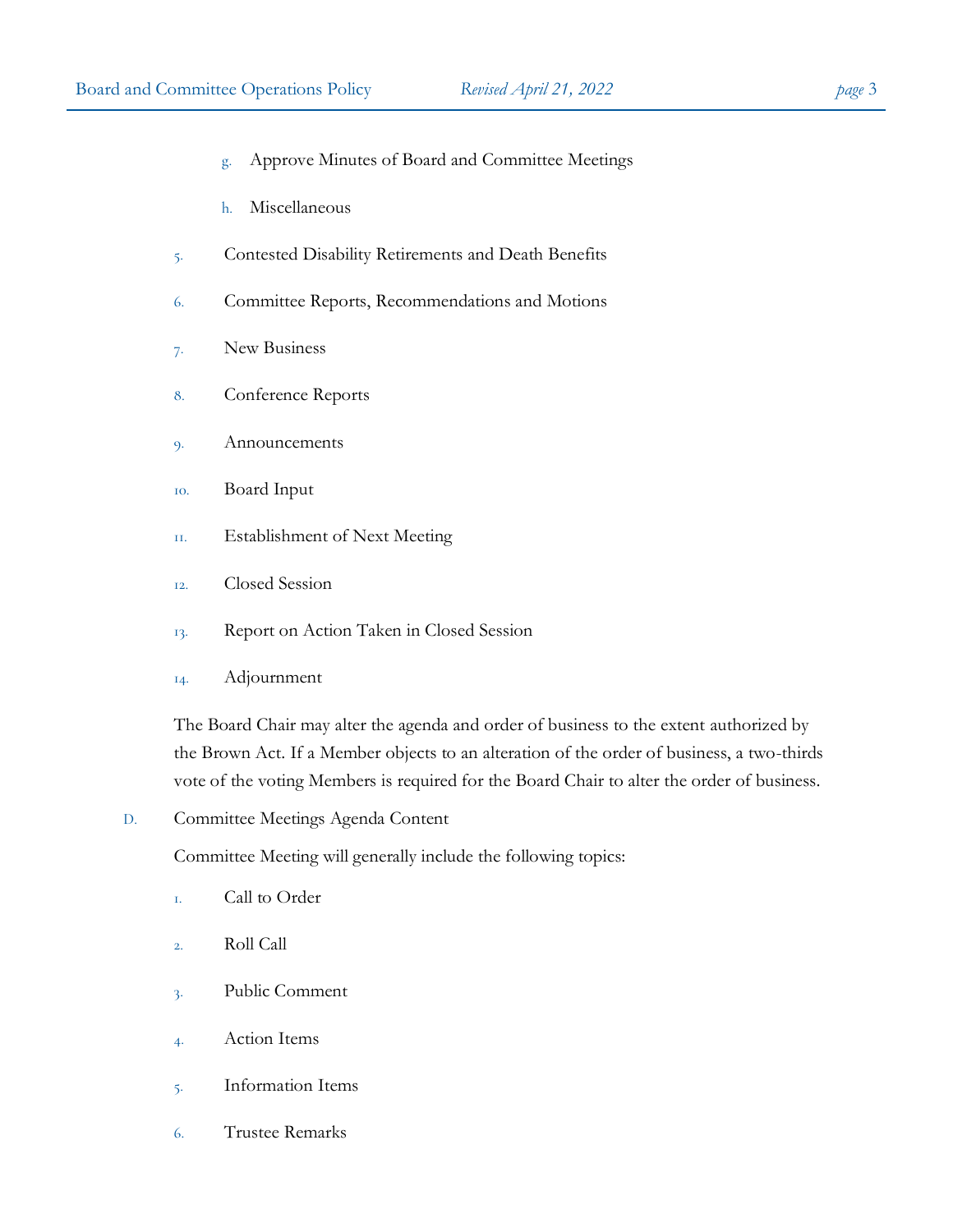g. Approve Minutes of Board and Committee Meetings

h. Miscellaneous

5. Contested Disability Retirements and Death Benefits

6. Committee Reports, Recommendations and Motions

7. New Business

8. Conference Reports

9. Announcements

10. Board Input

11. Establishment of Next Meeting

12. Closed Session

13. Report on Action Taken in Closed Session

14. Adjournment

The Board Chair may alter the agenda and order of business to the extent authorized by the Brown Act. If a Member objects to an alteration of the order of business, a two-thirds vote of the voting Members is required for the Board Chair to alter the order of business.

D. Committee Meetings Agenda Content

Committee Meeting will generally include the following topics:

1. Call to Order
2. Roll Call
3. Public Comment
4. Action Items
5. Information Items
6. Trustee Remarks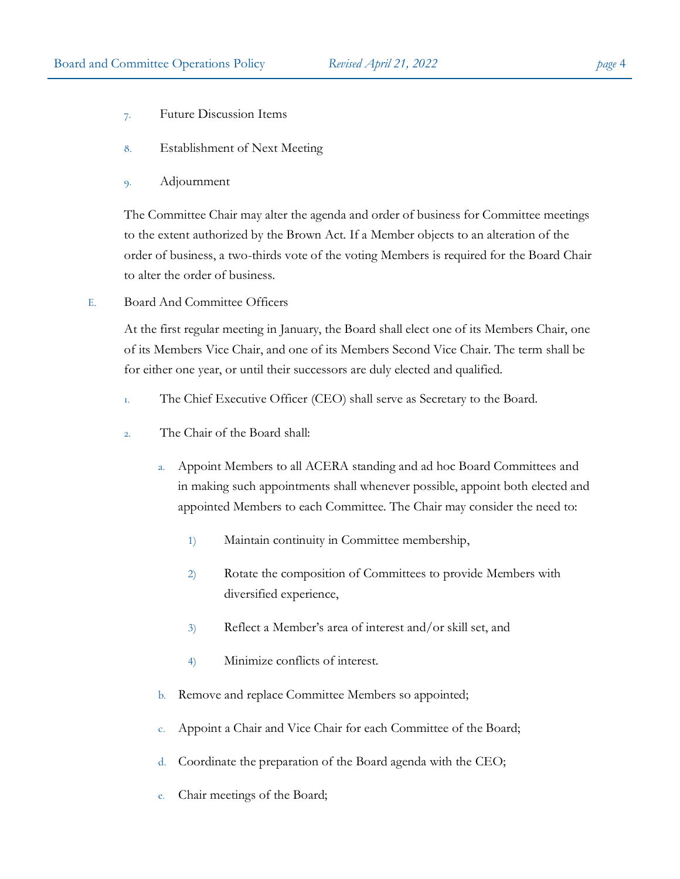7. Future Discussion Items

8. Establishment of Next Meeting

9. Adjournment

The Committee Chair may alter the agenda and order of business for Committee meetings to the extent authorized by the Brown Act. If a Member objects to an alteration of the order of business, a two-thirds vote of the voting Members is required for the Board Chair to alter the order of business.

E. Board And Committee Officers

At the first regular meeting in January, the Board shall elect one of its Members Chair, one of its Members Vice Chair, and one of its Members Second Vice Chair. The term shall be for either one year, or until their successors are duly elected and qualified.

1. The Chief Executive Officer (CEO) shall serve as Secretary to the Board.

2. The Chair of the Board shall:

   a. Appoint Members to all ACERA standing and ad hoc Board Committees and in making such appointments shall whenever possible, appoint both elected and appointed Members to each Committee. The Chair may consider the need to:

      1) Maintain continuity in Committee membership,

      2) Rotate the composition of Committees to provide Members with diversified experience,

      3) Reflect a Member's area of interest and/or skill set, and

      4) Minimize conflicts of interest.

   b. Remove and replace Committee Members so appointed;

   c. Appoint a Chair and Vice Chair for each Committee of the Board;

   d. Coordinate the preparation of the Board agenda with the CEO;

   e. Chair meetings of the Board;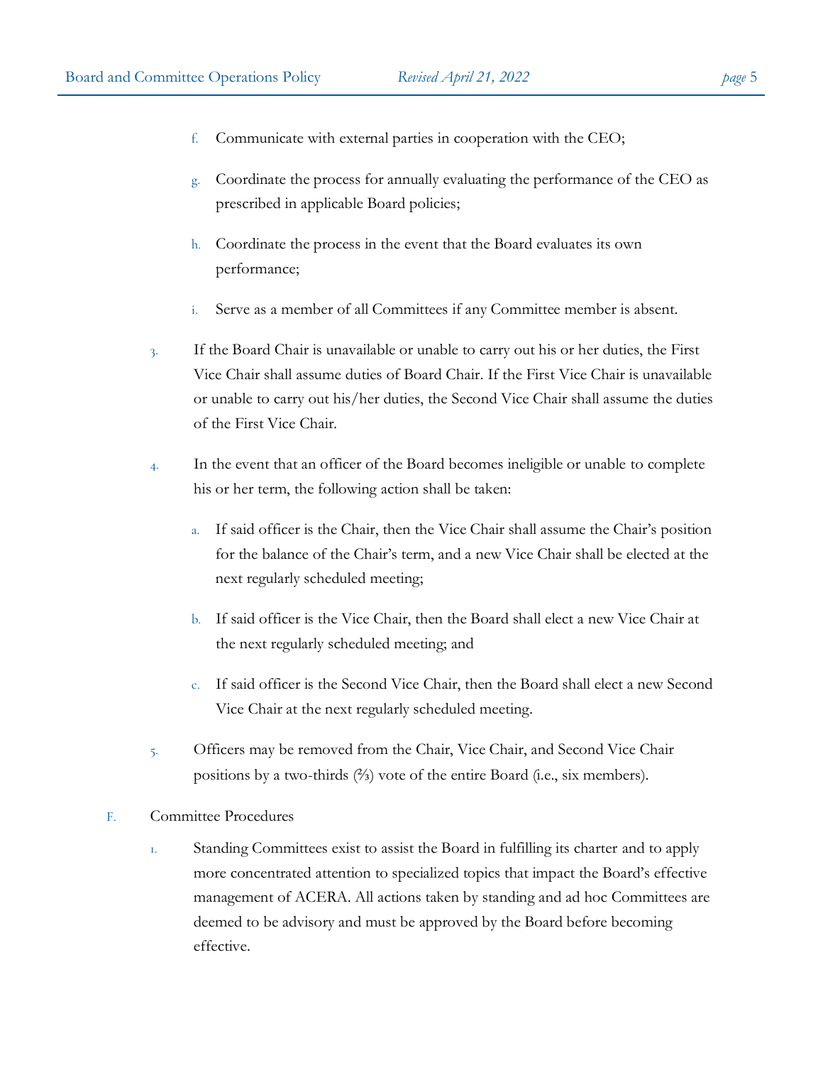f. Communicate with external parties in cooperation with the CEO;

g. Coordinate the process for annually evaluating the performance of the CEO as prescribed in applicable Board policies;

h. Coordinate the process in the event that the Board evaluates its own performance;

i. Serve as a member of all Committees if any Committee member is absent.

3. If the Board Chair is unavailable or unable to carry out his or her duties, the First Vice Chair shall assume duties of Board Chair. If the First Vice Chair is unavailable or unable to carry out his/her duties, the Second Vice Chair shall assume the duties of the First Vice Chair.

4. In the event that an officer of the Board becomes ineligible or unable to complete his or her term, the following action shall be taken:

   a. If said officer is the Chair, then the Vice Chair shall assume the Chair's position for the balance of the Chair's term, and a new Vice Chair shall be elected at the next regularly scheduled meeting;

   b. If said officer is the Vice Chair, then the Board shall elect a new Vice Chair at the next regularly scheduled meeting; and

   c. If said officer is the Second Vice Chair, then the Board shall elect a new Second Vice Chair at the next regularly scheduled meeting.

5. Officers may be removed from the Chair, Vice Chair, and Second Vice Chair positions by a two-thirds (⅔) vote of the entire Board (i.e., six members).

F. Committee Procedures

1. Standing Committees exist to assist the Board in fulfilling its charter and to apply more concentrated attention to specialized topics that impact the Board's effective management of ACERA. All actions taken by standing and ad hoc Committees are deemed to be advisory and must be approved by the Board before becoming effective.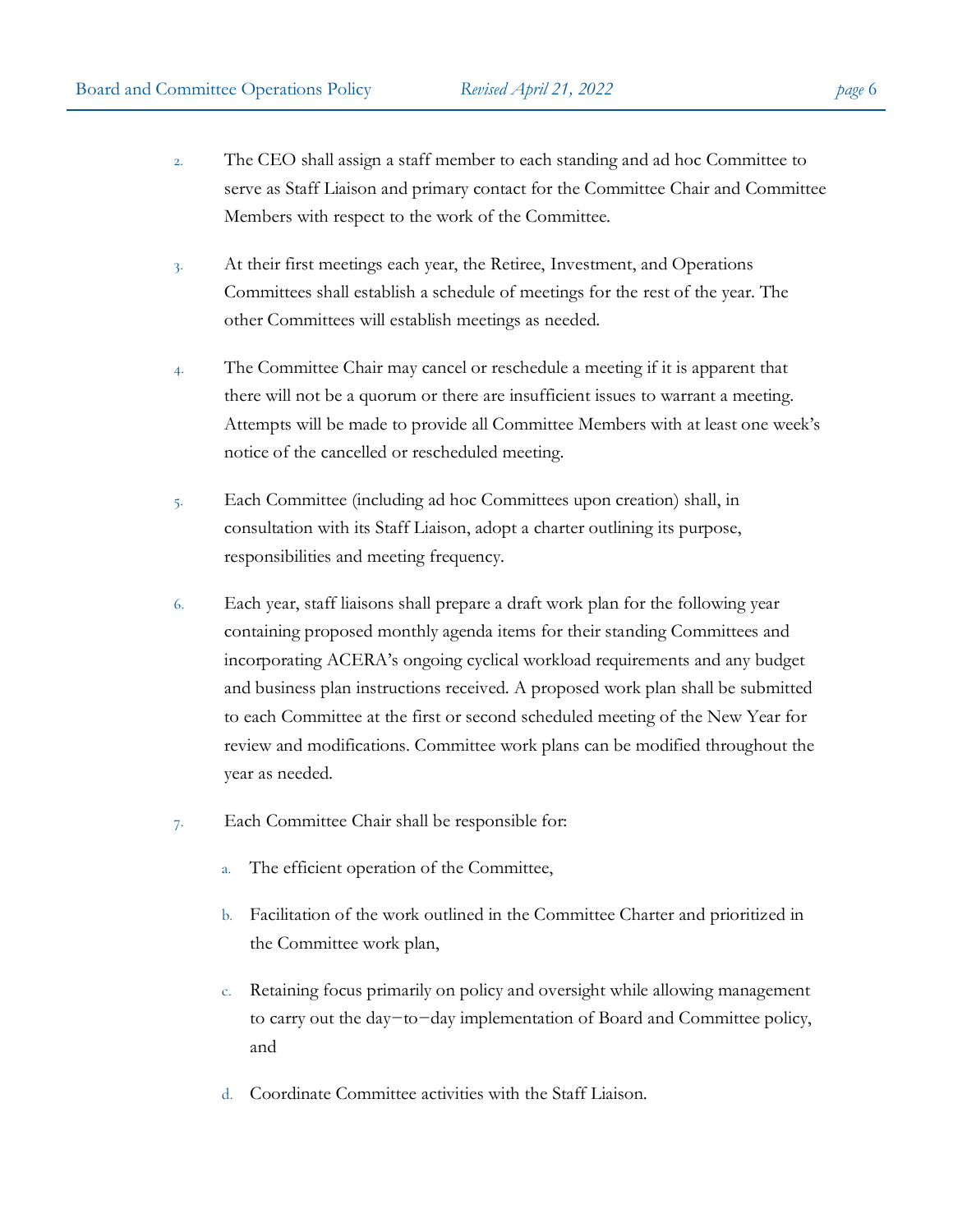2. The CEO shall assign a staff member to each standing and ad hoc Committee to serve as Staff Liaison and primary contact for the Committee Chair and Committee Members with respect to the work of the Committee.

3. At their first meetings each year, the Retiree, Investment, and Operations Committees shall establish a schedule of meetings for the rest of the year. The other Committees will establish meetings as needed.

4. The Committee Chair may cancel or reschedule a meeting if it is apparent that there will not be a quorum or there are insufficient issues to warrant a meeting. Attempts will be made to provide all Committee Members with at least one week's notice of the cancelled or rescheduled meeting.

5. Each Committee (including ad hoc Committees upon creation) shall, in consultation with its Staff Liaison, adopt a charter outlining its purpose, responsibilities and meeting frequency.

6. Each year, staff liaisons shall prepare a draft work plan for the following year containing proposed monthly agenda items for their standing Committees and incorporating ACERA's ongoing cyclical workload requirements and any budget and business plan instructions received. A proposed work plan shall be submitted to each Committee at the first or second scheduled meeting of the New Year for review and modifications. Committee work plans can be modified throughout the year as needed.

7. Each Committee Chair shall be responsible for:

   a. The efficient operation of the Committee,

   b. Facilitation of the work outlined in the Committee Charter and prioritized in the Committee work plan,

   c. Retaining focus primarily on policy and oversight while allowing management to carry out the day−to−day implementation of Board and Committee policy, and

   d. Coordinate Committee activities with the Staff Liaison.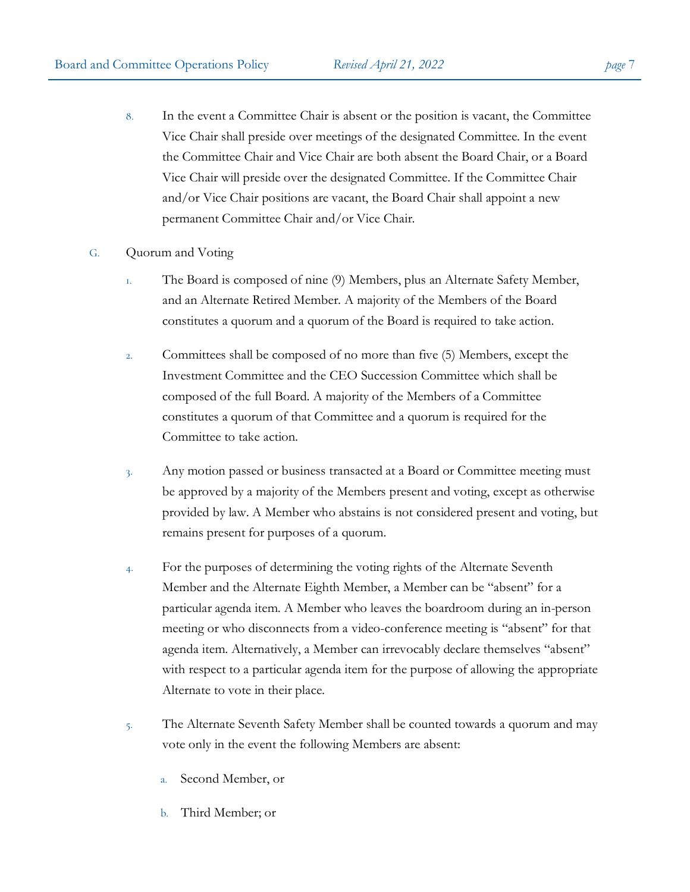8. In the event a Committee Chair is absent or the position is vacant, the Committee Vice Chair shall preside over meetings of the designated Committee. In the event the Committee Chair and Vice Chair are both absent the Board Chair, or a Board Vice Chair will preside over the designated Committee. If the Committee Chair and/or Vice Chair positions are vacant, the Board Chair shall appoint a new permanent Committee Chair and/or Vice Chair.

G. Quorum and Voting

1. The Board is composed of nine (9) Members, plus an Alternate Safety Member, and an Alternate Retired Member. A majority of the Members of the Board constitutes a quorum and a quorum of the Board is required to take action.

2. Committees shall be composed of no more than five (5) Members, except the Investment Committee and the CEO Succession Committee which shall be composed of the full Board. A majority of the Members of a Committee constitutes a quorum of that Committee and a quorum is required for the Committee to take action.

3. Any motion passed or business transacted at a Board or Committee meeting must be approved by a majority of the Members present and voting, except as otherwise provided by law. A Member who abstains is not considered present and voting, but remains present for purposes of a quorum.

4. For the purposes of determining the voting rights of the Alternate Seventh Member and the Alternate Eighth Member, a Member can be "absent" for a particular agenda item. A Member who leaves the boardroom during an in-person meeting or who disconnects from a video-conference meeting is "absent" for that agenda item. Alternatively, a Member can irrevocably declare themselves "absent" with respect to a particular agenda item for the purpose of allowing the appropriate Alternate to vote in their place.

5. The Alternate Seventh Safety Member shall be counted towards a quorum and may vote only in the event the following Members are absent:

   a. Second Member, or

   b. Third Member; or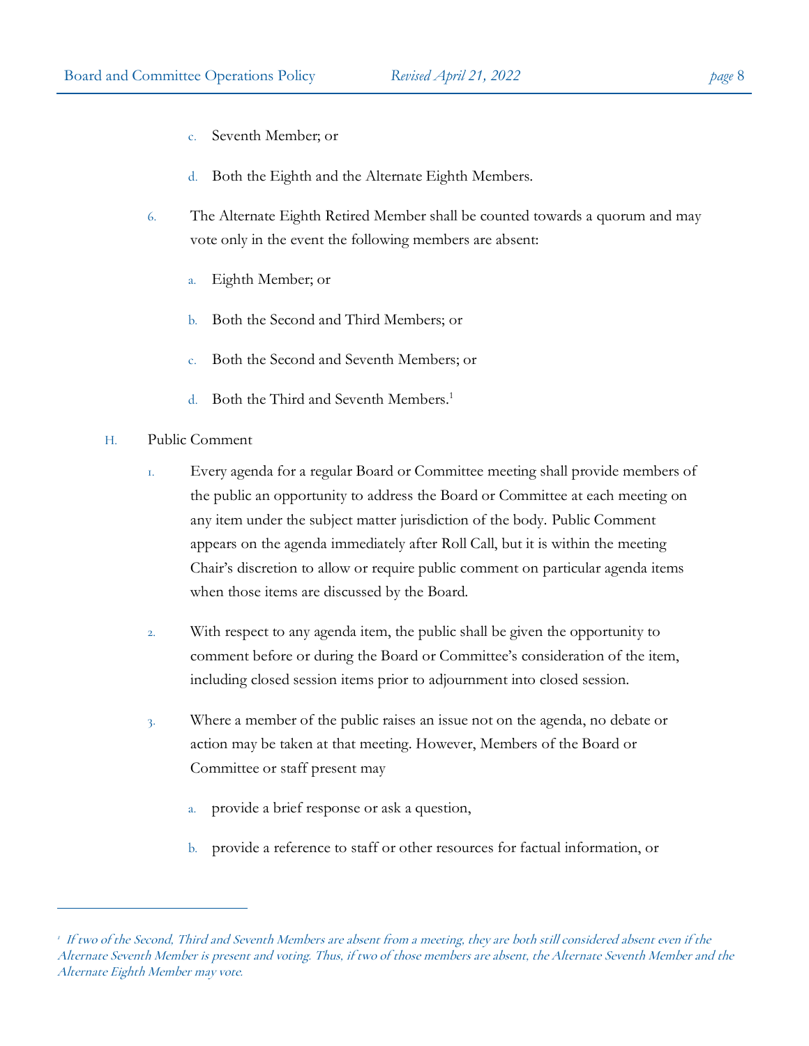c. Seventh Member; or

d. Both the Eighth and the Alternate Eighth Members.

6. The Alternate Eighth Retired Member shall be counted towards a quorum and may vote only in the event the following members are absent:

a. Eighth Member; or

b. Both the Second and Third Members; or

c. Both the Second and Seventh Members; or

d. Both the Third and Seventh Members.[1]

H. Public Comment

1. Every agenda for a regular Board or Committee meeting shall provide members of the public an opportunity to address the Board or Committee at each meeting on any item under the subject matter jurisdiction of the body. Public Comment appears on the agenda immediately after Roll Call, but it is within the meeting Chair's discretion to allow or require public comment on particular agenda items when those items are discussed by the Board.

2. With respect to any agenda item, the public shall be given the opportunity to comment before or during the Board or Committee's consideration of the item, including closed session items prior to adjournment into closed session.

3. Where a member of the public raises an issue not on the agenda, no debate or action may be taken at that meeting. However, Members of the Board or Committee or staff present may

a. provide a brief response or ask a question,

b. provide a reference to staff or other resources for factual information, or

---

[1] *If two of the Second, Third and Seventh Members are absent from a meeting, they are both still considered absent even if the Alternate Seventh Member is present and voting. Thus, if two of those members are absent, the Alternate Seventh Member and the Alternate Eighth Member may vote.*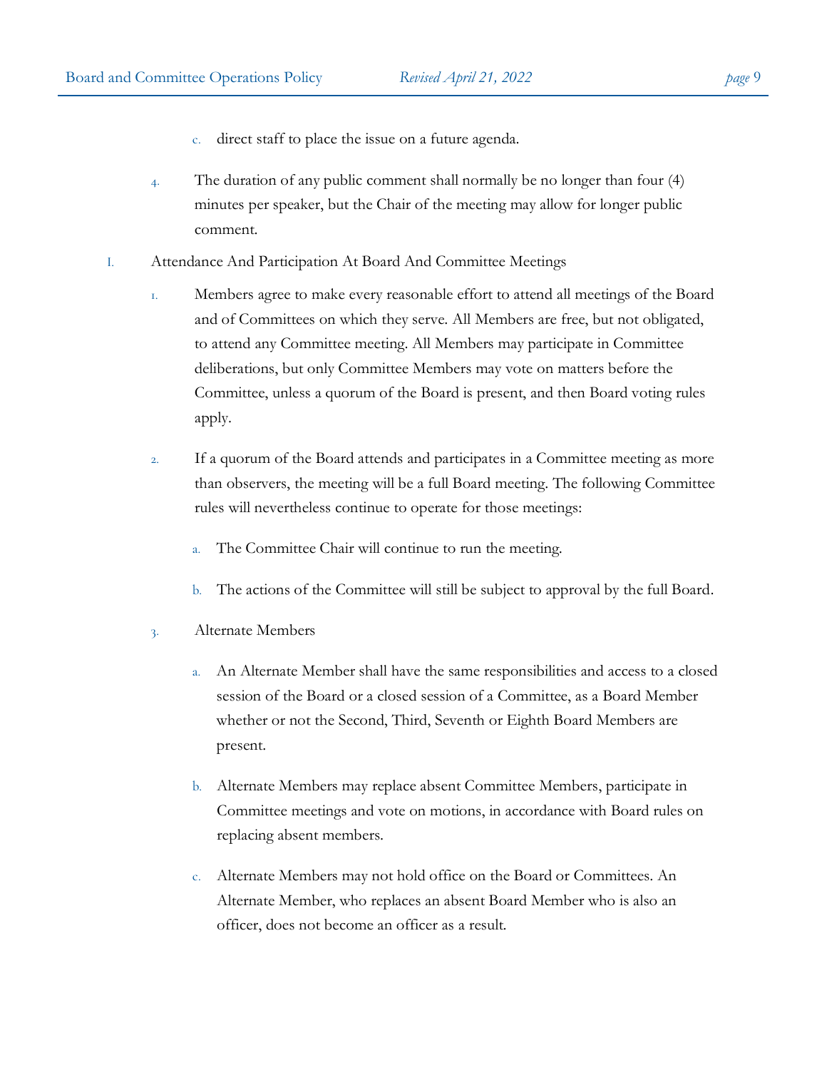c. direct staff to place the issue on a future agenda.

4. The duration of any public comment shall normally be no longer than four (4) minutes per speaker, but the Chair of the meeting may allow for longer public comment.

I. Attendance And Participation At Board And Committee Meetings

1. Members agree to make every reasonable effort to attend all meetings of the Board and of Committees on which they serve. All Members are free, but not obligated, to attend any Committee meeting. All Members may participate in Committee deliberations, but only Committee Members may vote on matters before the Committee, unless a quorum of the Board is present, and then Board voting rules apply.

2. If a quorum of the Board attends and participates in a Committee meeting as more than observers, the meeting will be a full Board meeting. The following Committee rules will nevertheless continue to operate for those meetings:

   a. The Committee Chair will continue to run the meeting.

   b. The actions of the Committee will still be subject to approval by the full Board.

3. Alternate Members

   a. An Alternate Member shall have the same responsibilities and access to a closed session of the Board or a closed session of a Committee, as a Board Member whether or not the Second, Third, Seventh or Eighth Board Members are present.

   b. Alternate Members may replace absent Committee Members, participate in Committee meetings and vote on motions, in accordance with Board rules on replacing absent members.

   c. Alternate Members may not hold office on the Board or Committees. An Alternate Member, who replaces an absent Board Member who is also an officer, does not become an officer as a result.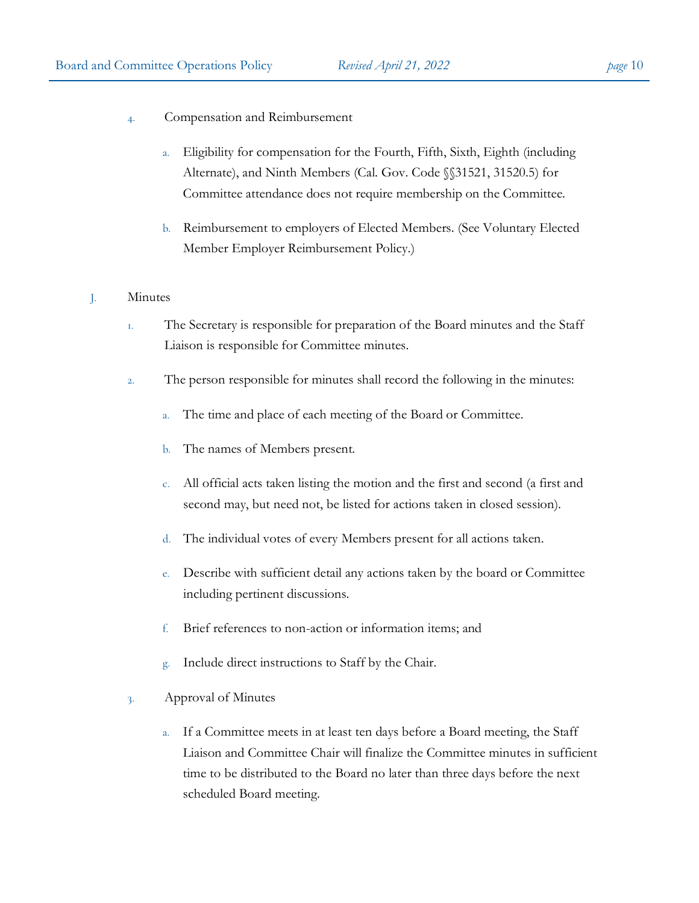4. Compensation and Reimbursement

   a. Eligibility for compensation for the Fourth, Fifth, Sixth, Eighth (including Alternate), and Ninth Members (Cal. Gov. Code §§31521, 31520.5) for Committee attendance does not require membership on the Committee.

   b. Reimbursement to employers of Elected Members. (See Voluntary Elected Member Employer Reimbursement Policy.)

J. Minutes

1. The Secretary is responsible for preparation of the Board minutes and the Staff Liaison is responsible for Committee minutes.

2. The person responsible for minutes shall record the following in the minutes:

   a. The time and place of each meeting of the Board or Committee.

   b. The names of Members present.

   c. All official acts taken listing the motion and the first and second (a first and second may, but need not, be listed for actions taken in closed session).

   d. The individual votes of every Members present for all actions taken.

   e. Describe with sufficient detail any actions taken by the board or Committee including pertinent discussions.

   f. Brief references to non-action or information items; and

   g. Include direct instructions to Staff by the Chair.

3. Approval of Minutes

   a. If a Committee meets in at least ten days before a Board meeting, the Staff Liaison and Committee Chair will finalize the Committee minutes in sufficient time to be distributed to the Board no later than three days before the next scheduled Board meeting.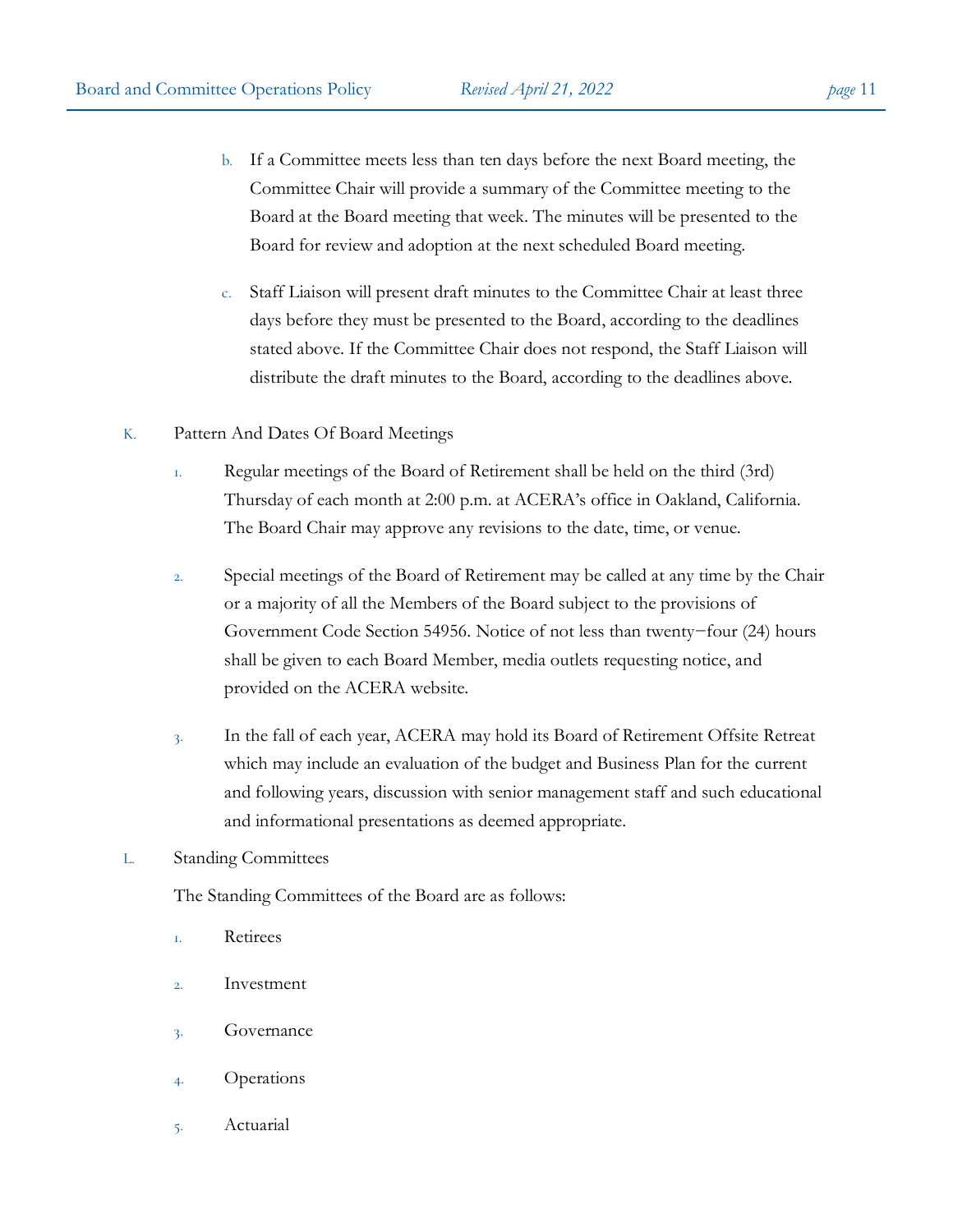b. If a Committee meets less than ten days before the next Board meeting, the Committee Chair will provide a summary of the Committee meeting to the Board at the Board meeting that week. The minutes will be presented to the Board for review and adoption at the next scheduled Board meeting.

c. Staff Liaison will present draft minutes to the Committee Chair at least three days before they must be presented to the Board, according to the deadlines stated above. If the Committee Chair does not respond, the Staff Liaison will distribute the draft minutes to the Board, according to the deadlines above.

K. Pattern And Dates Of Board Meetings

1. Regular meetings of the Board of Retirement shall be held on the third (3rd) Thursday of each month at 2:00 p.m. at ACERA's office in Oakland, California. The Board Chair may approve any revisions to the date, time, or venue.

2. Special meetings of the Board of Retirement may be called at any time by the Chair or a majority of all the Members of the Board subject to the provisions of Government Code Section 54956. Notice of not less than twenty−four (24) hours shall be given to each Board Member, media outlets requesting notice, and provided on the ACERA website.

3. In the fall of each year, ACERA may hold its Board of Retirement Offsite Retreat which may include an evaluation of the budget and Business Plan for the current and following years, discussion with senior management staff and such educational and informational presentations as deemed appropriate.

L. Standing Committees

The Standing Committees of the Board are as follows:

1. Retirees
2. Investment
3. Governance
4. Operations
5. Actuarial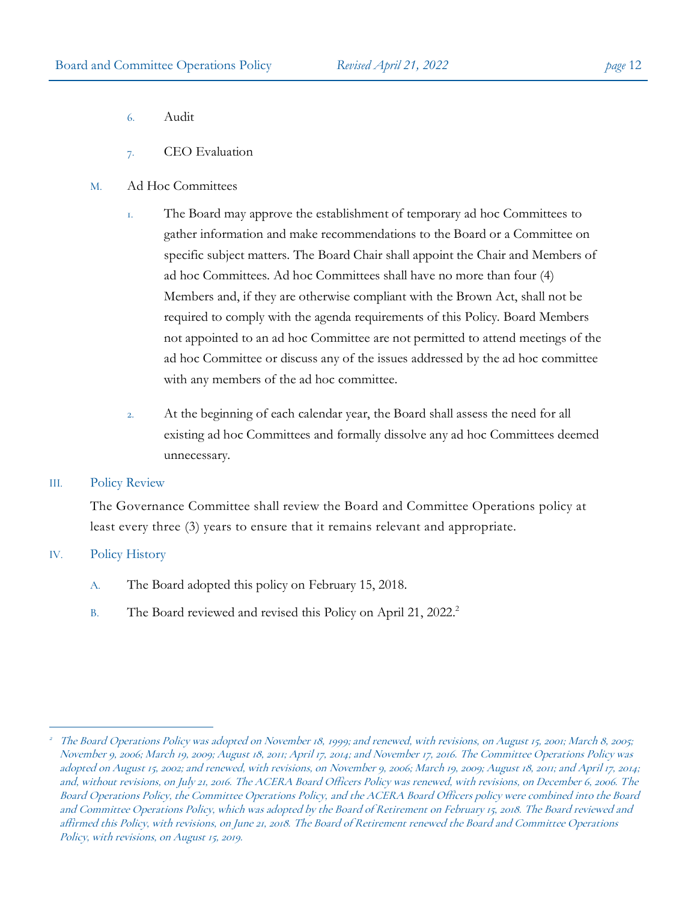6. Audit

7. CEO Evaluation

M. Ad Hoc Committees

1. The Board may approve the establishment of temporary ad hoc Committees to gather information and make recommendations to the Board or a Committee on specific subject matters. The Board Chair shall appoint the Chair and Members of ad hoc Committees. Ad hoc Committees shall have no more than four (4) Members and, if they are otherwise compliant with the Brown Act, shall not be required to comply with the agenda requirements of this Policy. Board Members not appointed to an ad hoc Committee are not permitted to attend meetings of the ad hoc Committee or discuss any of the issues addressed by the ad hoc committee with any members of the ad hoc committee.

2. At the beginning of each calendar year, the Board shall assess the need for all existing ad hoc Committees and formally dissolve any ad hoc Committees deemed unnecessary.

## III. Policy Review

The Governance Committee shall review the Board and Committee Operations policy at least every three (3) years to ensure that it remains relevant and appropriate.

## IV. Policy History

A. The Board adopted this policy on February 15, 2018.

B. The Board reviewed and revised this Policy on April 21, 2022.[2]

---

[2] *The Board Operations Policy was adopted on November 18, 1999; and renewed, with revisions, on August 15, 2001; March 8, 2005; November 9, 2006; March 19, 2009; August 18, 2011; April 17, 2014; and November 17, 2016. The Committee Operations Policy was adopted on August 15, 2002; and renewed, with revisions, on November 9, 2006; March 19, 2009; August 18, 2011; and April 17, 2014; and, without revisions, on July 21, 2016. The ACERA Board Officers Policy was renewed, with revisions, on December 6, 2006. The Board Operations Policy, the Committee Operations Policy, and the ACERA Board Officers policy were combined into the Board and Committee Operations Policy, which was adopted by the Board of Retirement on February 15, 2018. The Board reviewed and affirmed this Policy, with revisions, on June 21, 2018. The Board of Retirement renewed the Board and Committee Operations Policy, with revisions, on August 15, 2019.*